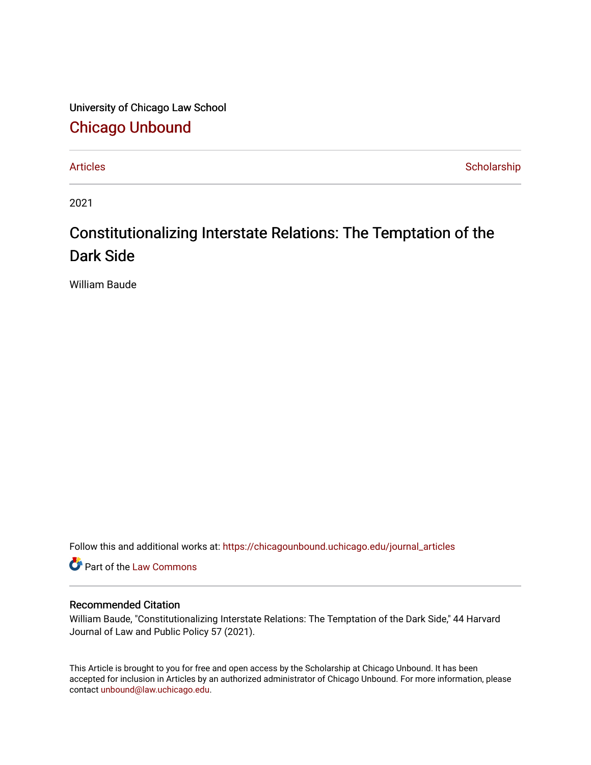University of Chicago Law School

## Chicago Unbound

Articles | Scholarship

2021

# Constitutionalizing Interstate Relations: The Temptation of the Dark Side

William Baude

Follow this and additional works at: https://chicagounbound.uchicago.edu/journal_articles

Part of the Law Commons

### Recommended Citation

William Baude, "Constitutionalizing Interstate Relations: The Temptation of the Dark Side," 44 Harvard Journal of Law and Public Policy 57 (2021).

This Article is brought to you for free and open access by the Scholarship at Chicago Unbound. It has been accepted for inclusion in Articles by an authorized administrator of Chicago Unbound. For more information, please contact unbound@law.uchicago.edu.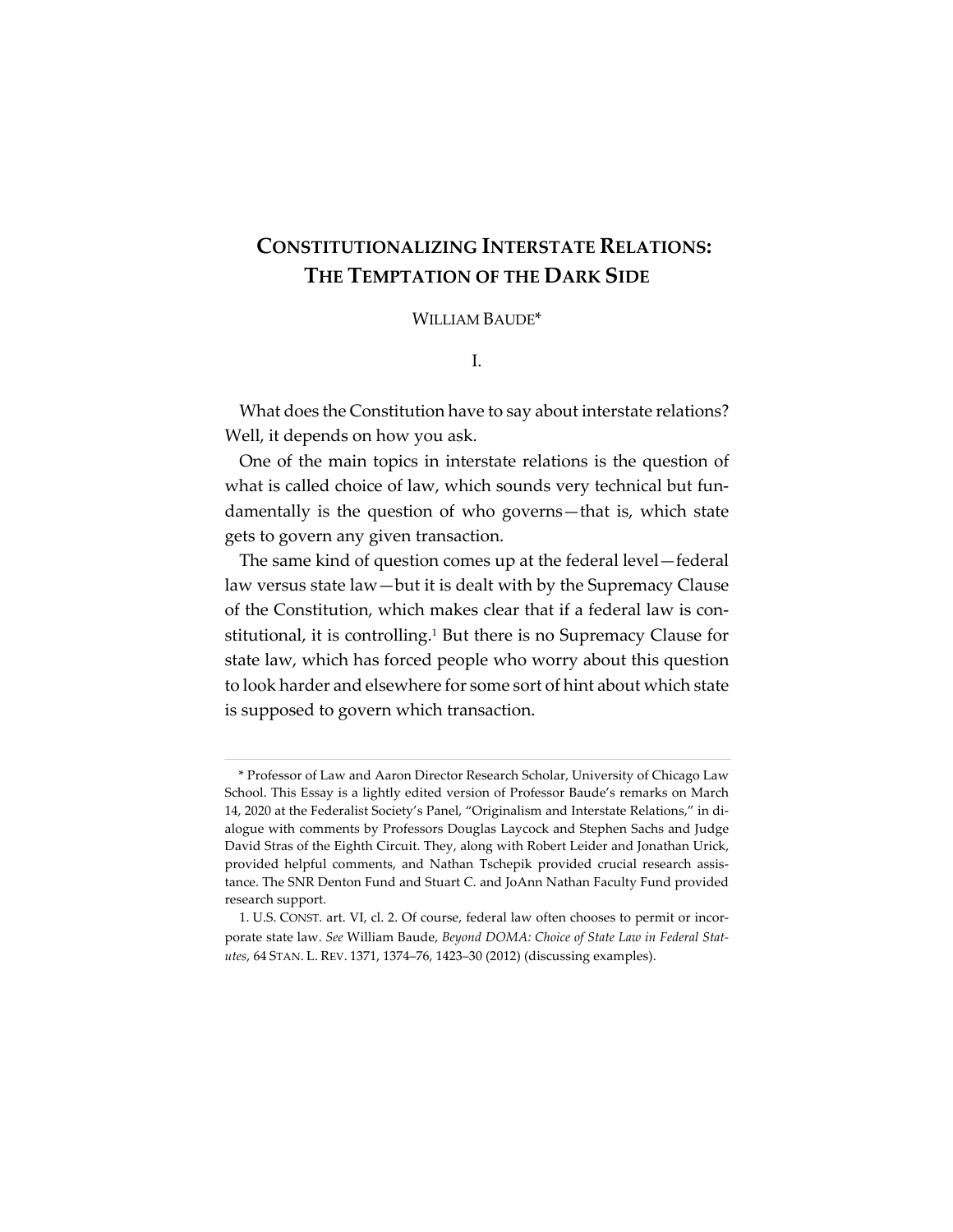# CONSTITUTIONALIZING INTERSTATE RELATIONS: THE TEMPTATION OF THE DARK SIDE

WILLIAM BAUDE*

I.

What does the Constitution have to say about interstate relations? Well, it depends on how you ask.

One of the main topics in interstate relations is the question of what is called choice of law, which sounds very technical but fundamentally is the question of who governs—that is, which state gets to govern any given transaction.

The same kind of question comes up at the federal level—federal law versus state law—but it is dealt with by the Supremacy Clause of the Constitution, which makes clear that if a federal law is constitutional, it is controlling.[1] But there is no Supremacy Clause for state law, which has forced people who worry about this question to look harder and elsewhere for some sort of hint about which state is supposed to govern which transaction.

---

\* Professor of Law and Aaron Director Research Scholar, University of Chicago Law School. This Essay is a lightly edited version of Professor Baude's remarks on March 14, 2020 at the Federalist Society's Panel, "Originalism and Interstate Relations," in dialogue with comments by Professors Douglas Laycock and Stephen Sachs and Judge David Stras of the Eighth Circuit. They, along with Robert Leider and Jonathan Urick, provided helpful comments, and Nathan Tschepik provided crucial research assistance. The SNR Denton Fund and Stuart C. and JoAnn Nathan Faculty Fund provided research support.

1. U.S. CONST. art. VI, cl. 2. Of course, federal law often chooses to permit or incorporate state law. *See* William Baude, *Beyond DOMA: Choice of State Law in Federal Statutes*, 64 STAN. L. REV. 1371, 1374–76, 1423–30 (2012) (discussing examples).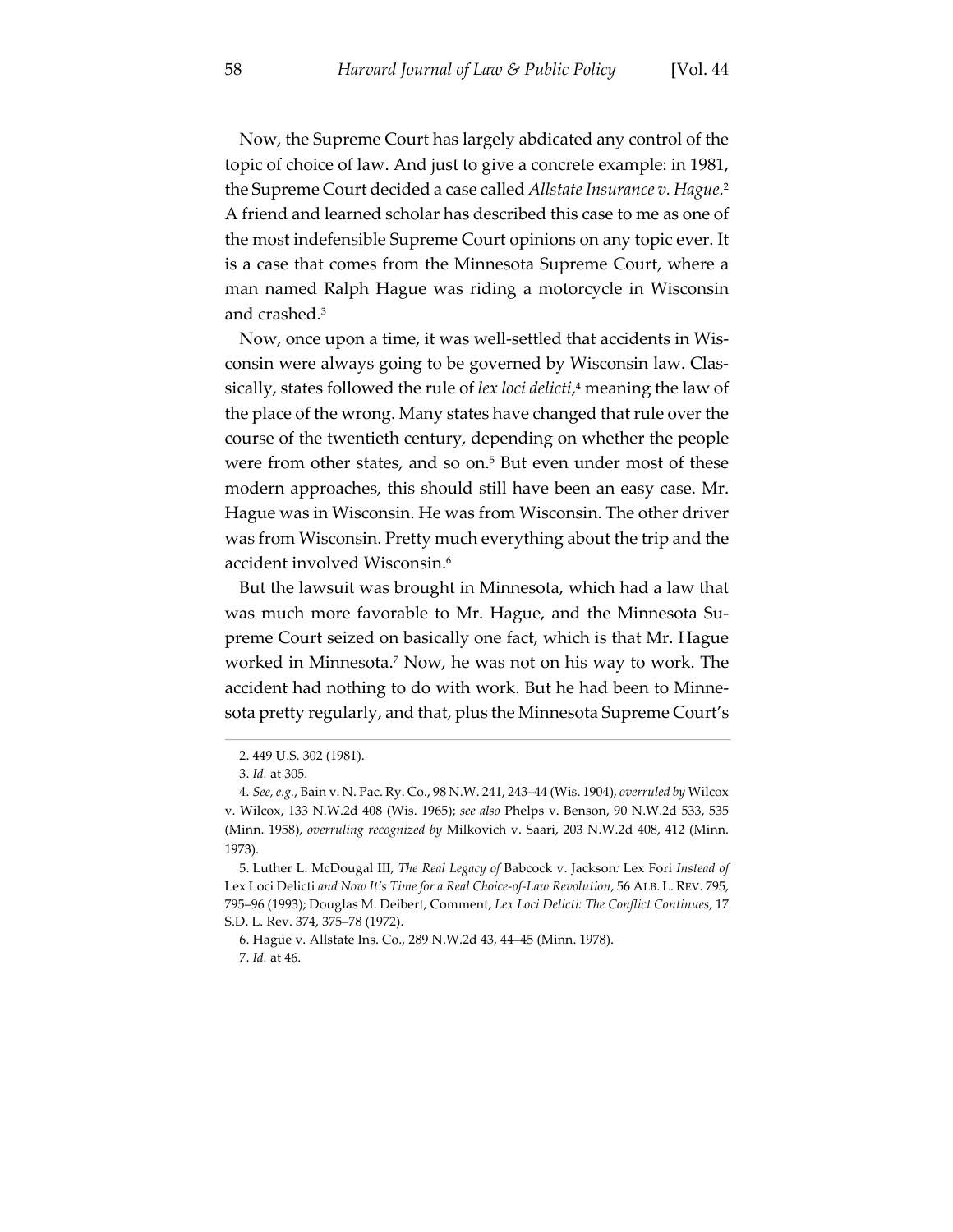Now, the Supreme Court has largely abdicated any control of the topic of choice of law. And just to give a concrete example: in 1981, the Supreme Court decided a case called *Allstate Insurance v. Hague*.[2] A friend and learned scholar has described this case to me as one of the most indefensible Supreme Court opinions on any topic ever. It is a case that comes from the Minnesota Supreme Court, where a man named Ralph Hague was riding a motorcycle in Wisconsin and crashed.[3]

Now, once upon a time, it was well-settled that accidents in Wisconsin were always going to be governed by Wisconsin law. Classically, states followed the rule of *lex loci delicti*,[4] meaning the law of the place of the wrong. Many states have changed that rule over the course of the twentieth century, depending on whether the people were from other states, and so on.[5] But even under most of these modern approaches, this should still have been an easy case. Mr. Hague was in Wisconsin. He was from Wisconsin. The other driver was from Wisconsin. Pretty much everything about the trip and the accident involved Wisconsin.[6]

But the lawsuit was brought in Minnesota, which had a law that was much more favorable to Mr. Hague, and the Minnesota Supreme Court seized on basically one fact, which is that Mr. Hague worked in Minnesota.[7] Now, he was not on his way to work. The accident had nothing to do with work. But he had been to Minnesota pretty regularly, and that, plus the Minnesota Supreme Court's

---

2. 449 U.S. 302 (1981).

3. *Id.* at 305.

4. *See, e.g.*, Bain v. N. Pac. Ry. Co., 98 N.W. 241, 243–44 (Wis. 1904), *overruled by* Wilcox v. Wilcox, 133 N.W.2d 408 (Wis. 1965); *see also* Phelps v. Benson, 90 N.W.2d 533, 535 (Minn. 1958), *overruling recognized by* Milkovich v. Saari, 203 N.W.2d 408, 412 (Minn. 1973).

5. Luther L. McDougal III, *The Real Legacy of* Babcock v. Jackson*:* Lex Fori *Instead of* Lex Loci Delicti *and Now It's Time for a Real Choice-of-Law Revolution*, 56 ALB. L. REV. 795, 795–96 (1993); Douglas M. Deibert, Comment, *Lex Loci Delicti: The Conflict Continues*, 17 S.D. L. Rev. 374, 375–78 (1972).

6. Hague v. Allstate Ins. Co., 289 N.W.2d 43, 44–45 (Minn. 1978).

7. *Id.* at 46.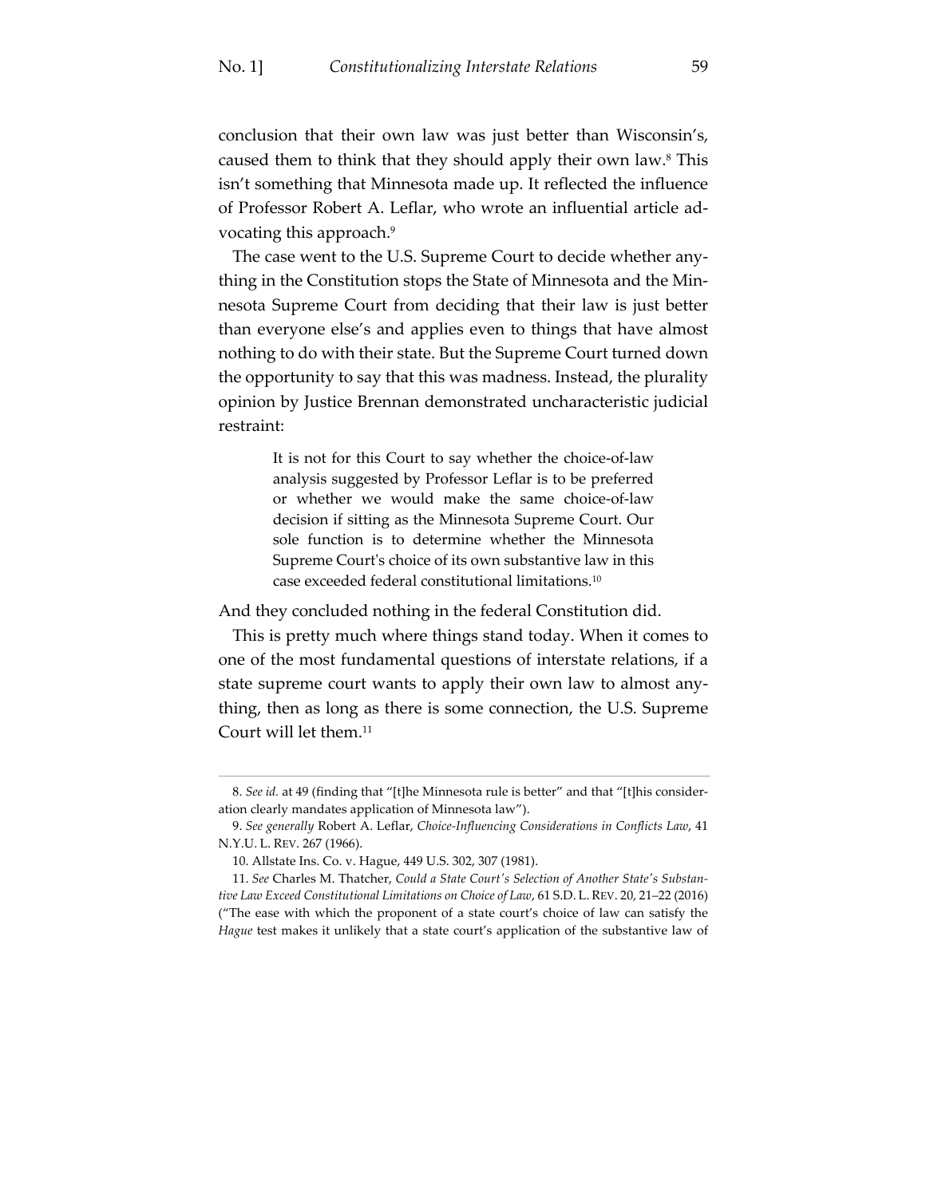conclusion that their own law was just better than Wisconsin's, caused them to think that they should apply their own law.[8] This isn't something that Minnesota made up. It reflected the influence of Professor Robert A. Leflar, who wrote an influential article advocating this approach.[9]

The case went to the U.S. Supreme Court to decide whether anything in the Constitution stops the State of Minnesota and the Minnesota Supreme Court from deciding that their law is just better than everyone else's and applies even to things that have almost nothing to do with their state. But the Supreme Court turned down the opportunity to say that this was madness. Instead, the plurality opinion by Justice Brennan demonstrated uncharacteristic judicial restraint:

> It is not for this Court to say whether the choice-of-law analysis suggested by Professor Leflar is to be preferred or whether we would make the same choice-of-law decision if sitting as the Minnesota Supreme Court. Our sole function is to determine whether the Minnesota Supreme Court's choice of its own substantive law in this case exceeded federal constitutional limitations.[10]

And they concluded nothing in the federal Constitution did.

This is pretty much where things stand today. When it comes to one of the most fundamental questions of interstate relations, if a state supreme court wants to apply their own law to almost anything, then as long as there is some connection, the U.S. Supreme Court will let them.[11]

---

8. *See id.* at 49 (finding that "[t]he Minnesota rule is better" and that "[t]his consideration clearly mandates application of Minnesota law").

9. *See generally* Robert A. Leflar, *Choice-Influencing Considerations in Conflicts Law*, 41 N.Y.U. L. REV. 267 (1966).

10. Allstate Ins. Co. v. Hague, 449 U.S. 302, 307 (1981).

11. *See* Charles M. Thatcher, *Could a State Court's Selection of Another State's Substantive Law Exceed Constitutional Limitations on Choice of Law*, 61 S.D. L. REV. 20, 21–22 (2016) ("The ease with which the proponent of a state court's choice of law can satisfy the *Hague* test makes it unlikely that a state court's application of the substantive law of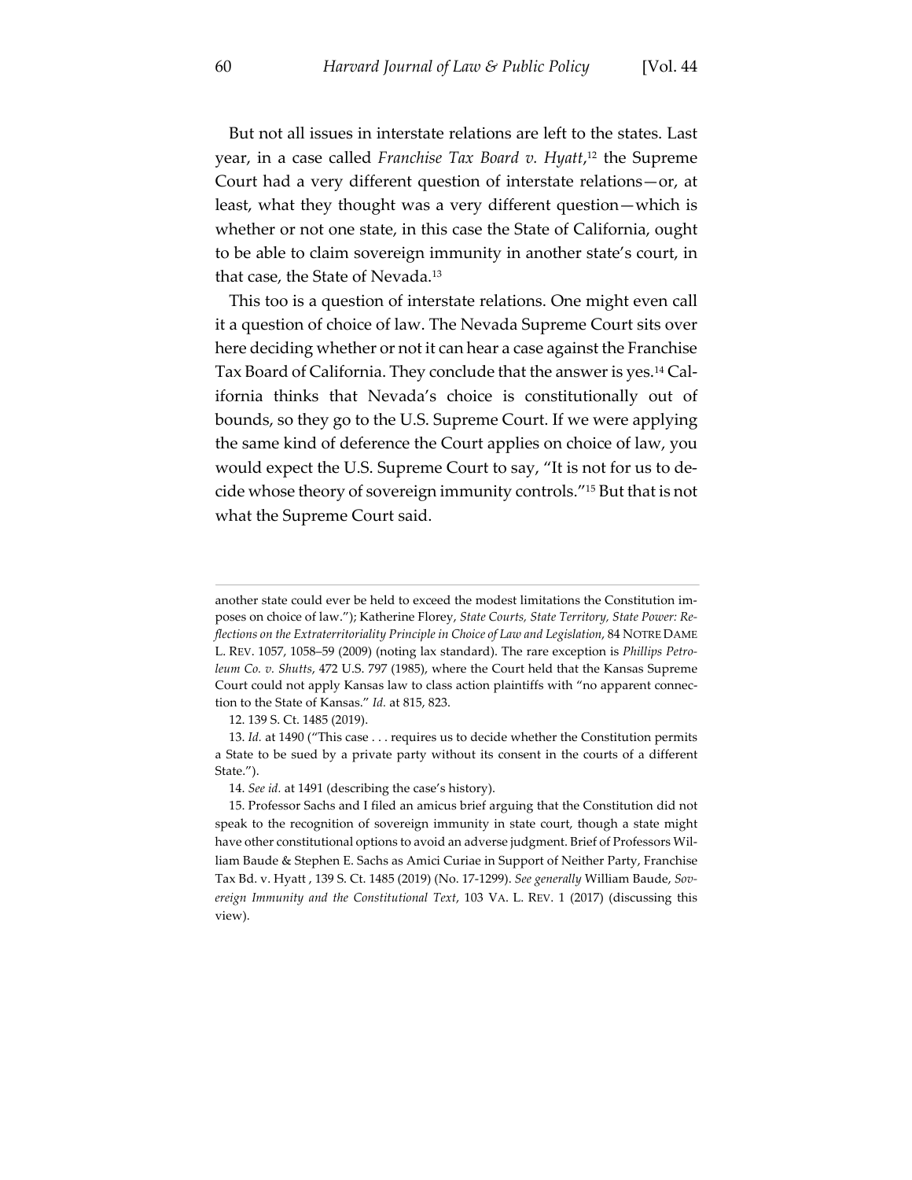But not all issues in interstate relations are left to the states. Last year, in a case called *Franchise Tax Board v. Hyatt*,[12] the Supreme Court had a very different question of interstate relations—or, at least, what they thought was a very different question—which is whether or not one state, in this case the State of California, ought to be able to claim sovereign immunity in another state's court, in that case, the State of Nevada.[13]

This too is a question of interstate relations. One might even call it a question of choice of law. The Nevada Supreme Court sits over here deciding whether or not it can hear a case against the Franchise Tax Board of California. They conclude that the answer is yes.[14] California thinks that Nevada's choice is constitutionally out of bounds, so they go to the U.S. Supreme Court. If we were applying the same kind of deference the Court applies on choice of law, you would expect the U.S. Supreme Court to say, "It is not for us to decide whose theory of sovereign immunity controls."[15] But that is not what the Supreme Court said.

---

another state could ever be held to exceed the modest limitations the Constitution imposes on choice of law."); Katherine Florey, *State Courts, State Territory, State Power: Reflections on the Extraterritoriality Principle in Choice of Law and Legislation*, 84 NOTRE DAME L. REV. 1057, 1058–59 (2009) (noting lax standard). The rare exception is *Phillips Petroleum Co. v. Shutts*, 472 U.S. 797 (1985), where the Court held that the Kansas Supreme Court could not apply Kansas law to class action plaintiffs with "no apparent connection to the State of Kansas." *Id.* at 815, 823.

12. 139 S. Ct. 1485 (2019).

13. *Id.* at 1490 ("This case . . . requires us to decide whether the Constitution permits a State to be sued by a private party without its consent in the courts of a different State.").

14. *See id.* at 1491 (describing the case's history).

15. Professor Sachs and I filed an amicus brief arguing that the Constitution did not speak to the recognition of sovereign immunity in state court, though a state might have other constitutional options to avoid an adverse judgment. Brief of Professors William Baude & Stephen E. Sachs as Amici Curiae in Support of Neither Party, Franchise Tax Bd. v. Hyatt , 139 S. Ct. 1485 (2019) (No. 17-1299). *See generally* William Baude, *Sovereign Immunity and the Constitutional Text*, 103 VA. L. REV. 1 (2017) (discussing this view).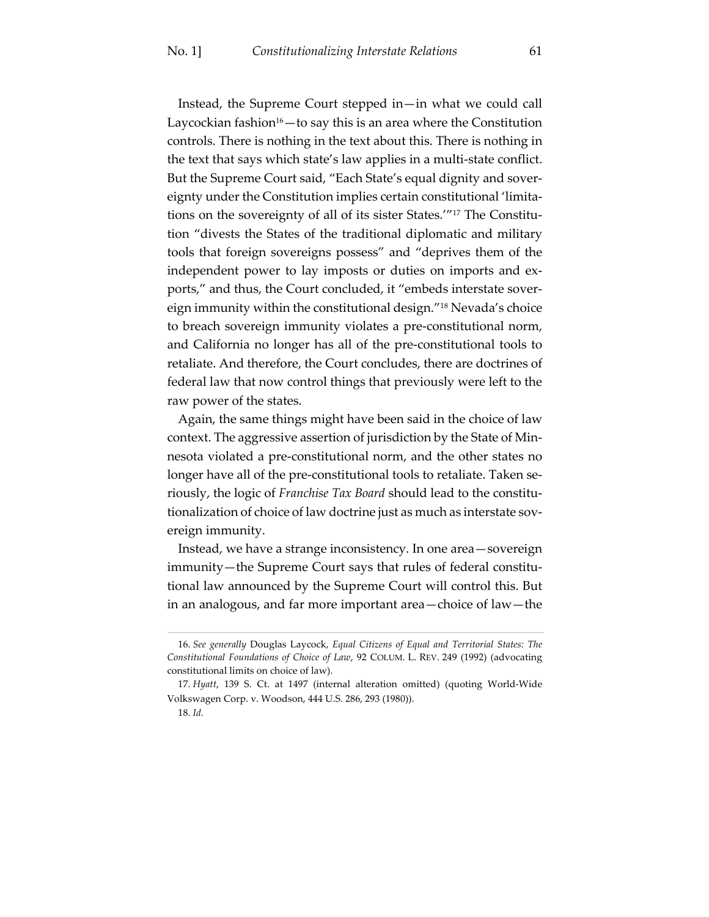Instead, the Supreme Court stepped in—in what we could call Laycockian fashion[16]—to say this is an area where the Constitution controls. There is nothing in the text about this. There is nothing in the text that says which state's law applies in a multi-state conflict. But the Supreme Court said, "Each State's equal dignity and sovereignty under the Constitution implies certain constitutional 'limitations on the sovereignty of all of its sister States.'"[17] The Constitution "divests the States of the traditional diplomatic and military tools that foreign sovereigns possess" and "deprives them of the independent power to lay imposts or duties on imports and exports," and thus, the Court concluded, it "embeds interstate sovereign immunity within the constitutional design."[18] Nevada's choice to breach sovereign immunity violates a pre-constitutional norm, and California no longer has all of the pre-constitutional tools to retaliate. And therefore, the Court concludes, there are doctrines of federal law that now control things that previously were left to the raw power of the states.

Again, the same things might have been said in the choice of law context. The aggressive assertion of jurisdiction by the State of Minnesota violated a pre-constitutional norm, and the other states no longer have all of the pre-constitutional tools to retaliate. Taken seriously, the logic of *Franchise Tax Board* should lead to the constitutionalization of choice of law doctrine just as much as interstate sovereign immunity.

Instead, we have a strange inconsistency. In one area—sovereign immunity—the Supreme Court says that rules of federal constitutional law announced by the Supreme Court will control this. But in an analogous, and far more important area—choice of law—the

---

16. *See generally* Douglas Laycock, *Equal Citizens of Equal and Territorial States: The Constitutional Foundations of Choice of Law*, 92 COLUM. L. REV. 249 (1992) (advocating constitutional limits on choice of law).

17. *Hyatt*, 139 S. Ct. at 1497 (internal alteration omitted) (quoting World-Wide Volkswagen Corp. v. Woodson, 444 U.S. 286, 293 (1980)).

18. *Id.*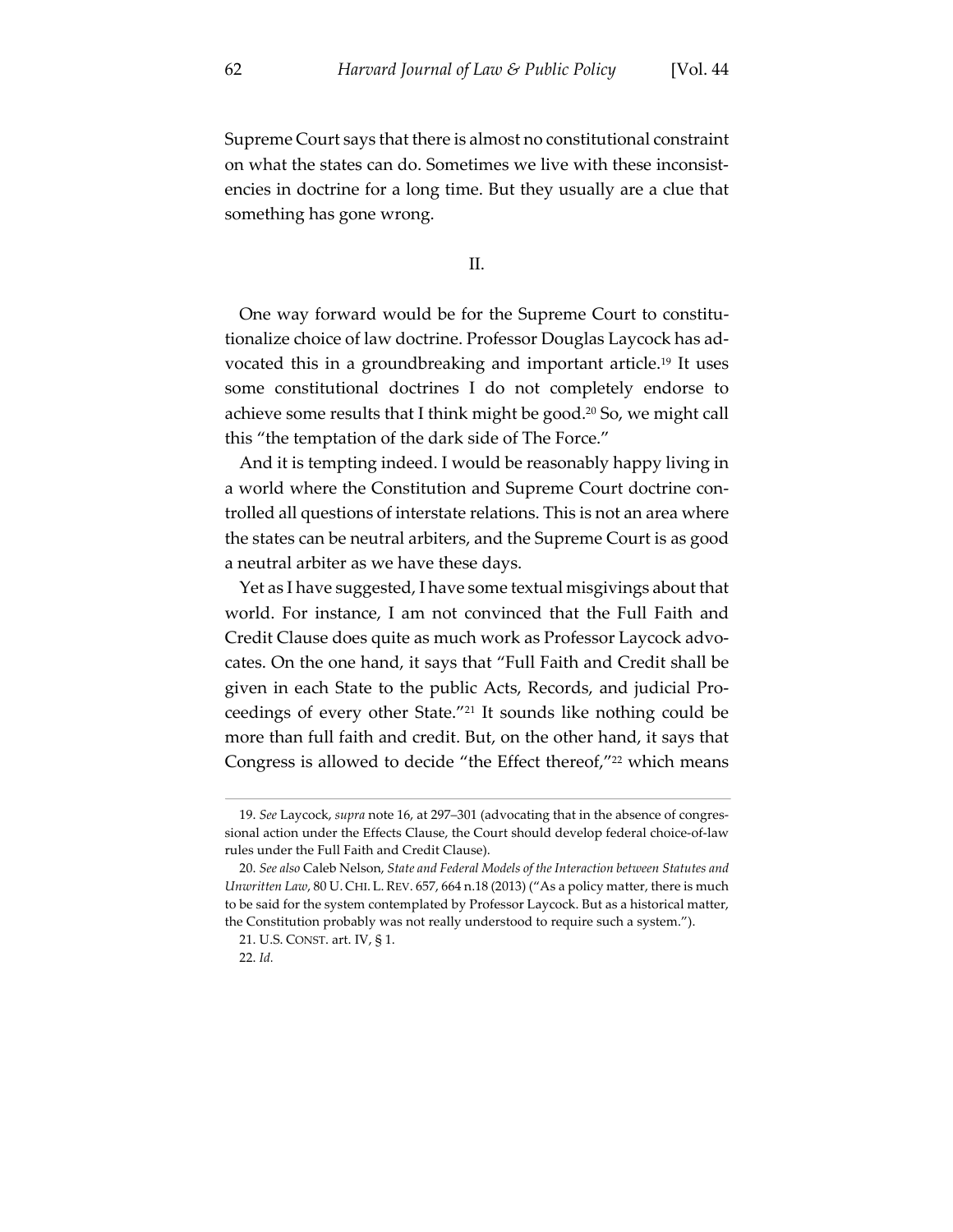Supreme Court says that there is almost no constitutional constraint on what the states can do. Sometimes we live with these inconsistencies in doctrine for a long time. But they usually are a clue that something has gone wrong.

## II.

One way forward would be for the Supreme Court to constitutionalize choice of law doctrine. Professor Douglas Laycock has advocated this in a groundbreaking and important article.[19] It uses some constitutional doctrines I do not completely endorse to achieve some results that I think might be good.[20] So, we might call this "the temptation of the dark side of The Force."

And it is tempting indeed. I would be reasonably happy living in a world where the Constitution and Supreme Court doctrine controlled all questions of interstate relations. This is not an area where the states can be neutral arbiters, and the Supreme Court is as good a neutral arbiter as we have these days.

Yet as I have suggested, I have some textual misgivings about that world. For instance, I am not convinced that the Full Faith and Credit Clause does quite as much work as Professor Laycock advocates. On the one hand, it says that "Full Faith and Credit shall be given in each State to the public Acts, Records, and judicial Proceedings of every other State."[21] It sounds like nothing could be more than full faith and credit. But, on the other hand, it says that Congress is allowed to decide "the Effect thereof,"[22] which means

---

19. *See* Laycock, *supra* note 16, at 297–301 (advocating that in the absence of congressional action under the Effects Clause, the Court should develop federal choice-of-law rules under the Full Faith and Credit Clause).

20. *See also* Caleb Nelson, *State and Federal Models of the Interaction between Statutes and Unwritten Law*, 80 U. CHI. L. REV. 657, 664 n.18 (2013) ("As a policy matter, there is much to be said for the system contemplated by Professor Laycock. But as a historical matter, the Constitution probably was not really understood to require such a system.").

21. U.S. CONST. art. IV, § 1.

22. *Id.*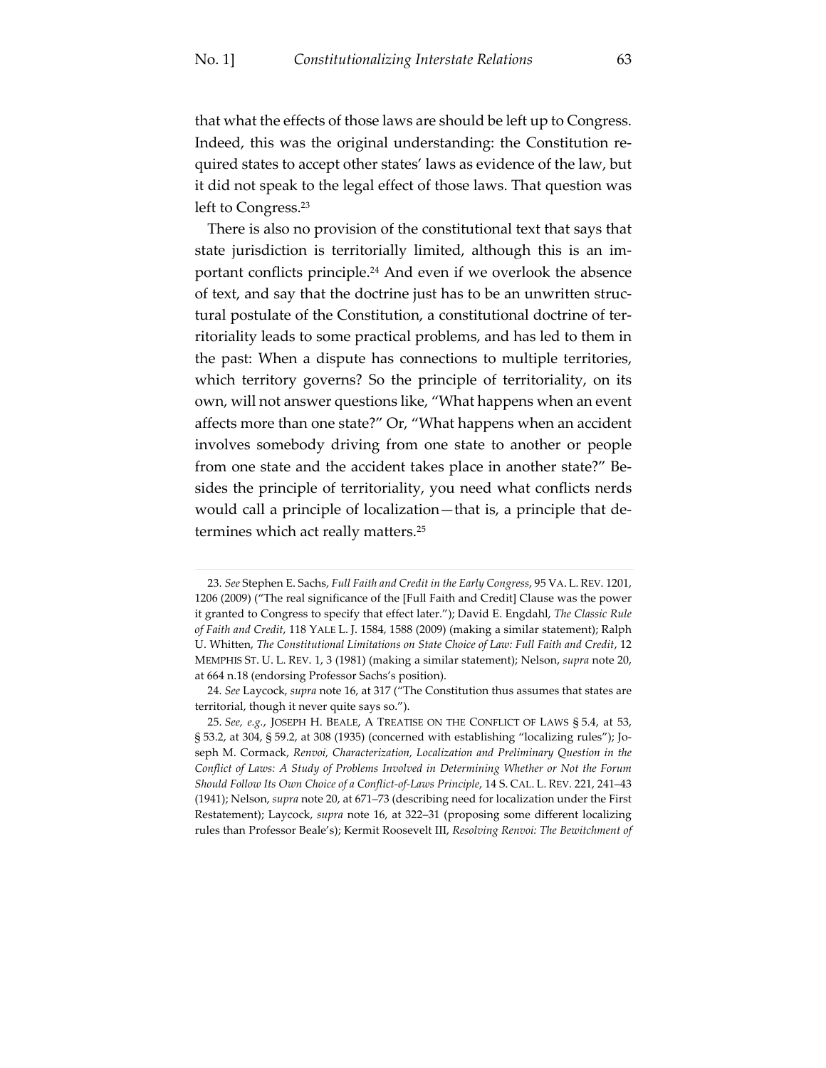that what the effects of those laws are should be left up to Congress. Indeed, this was the original understanding: the Constitution required states to accept other states' laws as evidence of the law, but it did not speak to the legal effect of those laws. That question was left to Congress.[23]

There is also no provision of the constitutional text that says that state jurisdiction is territorially limited, although this is an important conflicts principle.[24] And even if we overlook the absence of text, and say that the doctrine just has to be an unwritten structural postulate of the Constitution, a constitutional doctrine of territoriality leads to some practical problems, and has led to them in the past: When a dispute has connections to multiple territories, which territory governs? So the principle of territoriality, on its own, will not answer questions like, "What happens when an event affects more than one state?" Or, "What happens when an accident involves somebody driving from one state to another or people from one state and the accident takes place in another state?" Besides the principle of territoriality, you need what conflicts nerds would call a principle of localization—that is, a principle that determines which act really matters.[25]

---

23. *See* Stephen E. Sachs, *Full Faith and Credit in the Early Congress*, 95 VA. L. REV. 1201, 1206 (2009) ("The real significance of the [Full Faith and Credit] Clause was the power it granted to Congress to specify that effect later."); David E. Engdahl, *The Classic Rule of Faith and Credit*, 118 YALE L. J. 1584, 1588 (2009) (making a similar statement); Ralph U. Whitten, *The Constitutional Limitations on State Choice of Law: Full Faith and Credit*, 12 MEMPHIS ST. U. L. REV. 1, 3 (1981) (making a similar statement); Nelson, *supra* note 20, at 664 n.18 (endorsing Professor Sachs's position).

24. *See* Laycock, *supra* note 16, at 317 ("The Constitution thus assumes that states are territorial, though it never quite says so.").

25. *See, e.g.*, JOSEPH H. BEALE, A TREATISE ON THE CONFLICT OF LAWS § 5.4, at 53, § 53.2, at 304, § 59.2, at 308 (1935) (concerned with establishing "localizing rules"); Joseph M. Cormack, *Renvoi, Characterization, Localization and Preliminary Question in the Conflict of Laws: A Study of Problems Involved in Determining Whether or Not the Forum Should Follow Its Own Choice of a Conflict-of-Laws Principle*, 14 S. CAL. L. REV. 221, 241–43 (1941); Nelson, *supra* note 20, at 671–73 (describing need for localization under the First Restatement); Laycock, *supra* note 16, at 322–31 (proposing some different localizing rules than Professor Beale's); Kermit Roosevelt III, *Resolving Renvoi: The Bewitchment of*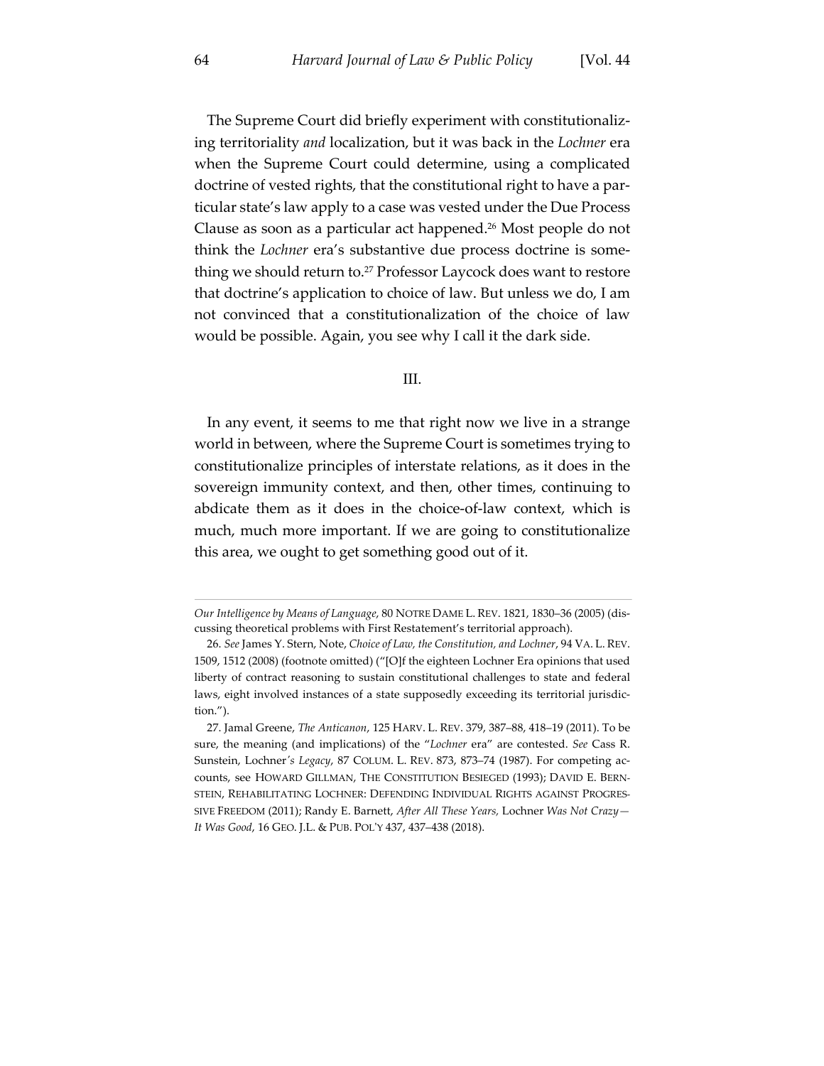The Supreme Court did briefly experiment with constitutionalizing territoriality *and* localization, but it was back in the *Lochner* era when the Supreme Court could determine, using a complicated doctrine of vested rights, that the constitutional right to have a particular state's law apply to a case was vested under the Due Process Clause as soon as a particular act happened.[26] Most people do not think the *Lochner* era's substantive due process doctrine is something we should return to.[27] Professor Laycock does want to restore that doctrine's application to choice of law. But unless we do, I am not convinced that a constitutionalization of the choice of law would be possible. Again, you see why I call it the dark side.

## III.

In any event, it seems to me that right now we live in a strange world in between, where the Supreme Court is sometimes trying to constitutionalize principles of interstate relations, as it does in the sovereign immunity context, and then, other times, continuing to abdicate them as it does in the choice-of-law context, which is much, much more important. If we are going to constitutionalize this area, we ought to get something good out of it.

---

*Our Intelligence by Means of Language*, 80 NOTRE DAME L. REV. 1821, 1830–36 (2005) (discussing theoretical problems with First Restatement's territorial approach).

26. *See* James Y. Stern, Note, *Choice of Law, the Constitution, and Lochner*, 94 VA. L. REV. 1509, 1512 (2008) (footnote omitted) ("[O]f the eighteen Lochner Era opinions that used liberty of contract reasoning to sustain constitutional challenges to state and federal laws, eight involved instances of a state supposedly exceeding its territorial jurisdiction.").

27. Jamal Greene, *The Anticanon*, 125 HARV. L. REV. 379, 387–88, 418–19 (2011). To be sure, the meaning (and implications) of the "*Lochner* era" are contested. *See* Cass R. Sunstein, Lochner*'s Legacy*, 87 COLUM. L. REV. 873, 873–74 (1987). For competing accounts, see HOWARD GILLMAN, THE CONSTITUTION BESIEGED (1993); DAVID E. BERNSTEIN, REHABILITATING LOCHNER: DEFENDING INDIVIDUAL RIGHTS AGAINST PROGRESSIVE FREEDOM (2011); Randy E. Barnett, *After All These Years,* Lochner *Was Not Crazy—It Was Good*, 16 GEO. J.L. & PUB. POL'Y 437, 437–438 (2018).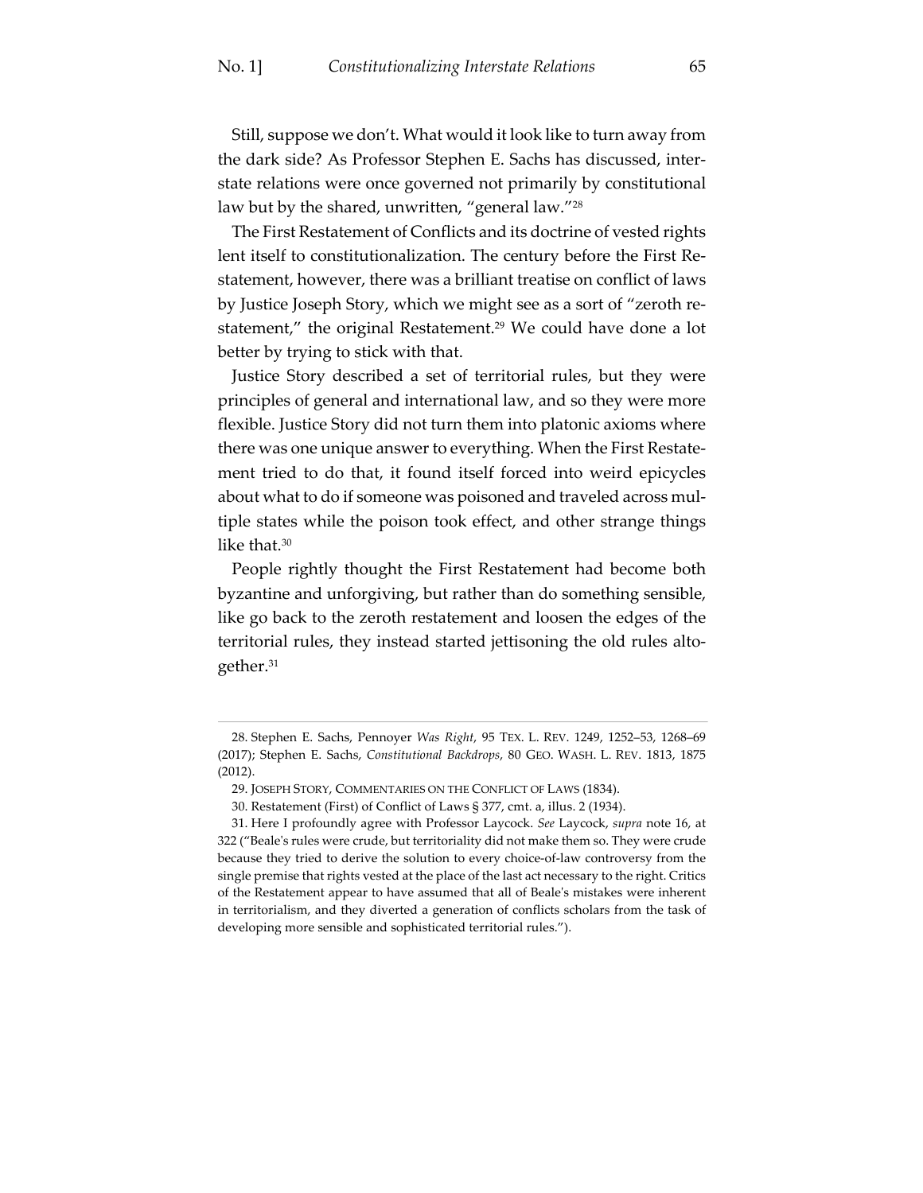Still, suppose we don't. What would it look like to turn away from the dark side? As Professor Stephen E. Sachs has discussed, interstate relations were once governed not primarily by constitutional law but by the shared, unwritten, "general law."[28]

The First Restatement of Conflicts and its doctrine of vested rights lent itself to constitutionalization. The century before the First Restatement, however, there was a brilliant treatise on conflict of laws by Justice Joseph Story, which we might see as a sort of "zeroth restatement," the original Restatement.[29] We could have done a lot better by trying to stick with that.

Justice Story described a set of territorial rules, but they were principles of general and international law, and so they were more flexible. Justice Story did not turn them into platonic axioms where there was one unique answer to everything. When the First Restatement tried to do that, it found itself forced into weird epicycles about what to do if someone was poisoned and traveled across multiple states while the poison took effect, and other strange things like that.[30]

People rightly thought the First Restatement had become both byzantine and unforgiving, but rather than do something sensible, like go back to the zeroth restatement and loosen the edges of the territorial rules, they instead started jettisoning the old rules altogether.[31]

---

28. Stephen E. Sachs, Pennoyer *Was Right*, 95 TEX. L. REV. 1249, 1252–53, 1268–69 (2017); Stephen E. Sachs, *Constitutional Backdrops*, 80 GEO. WASH. L. REV. 1813, 1875 (2012).

29. JOSEPH STORY, COMMENTARIES ON THE CONFLICT OF LAWS (1834).

30. Restatement (First) of Conflict of Laws § 377, cmt. a, illus. 2 (1934).

31. Here I profoundly agree with Professor Laycock. *See* Laycock, *supra* note 16, at 322 ("Beale's rules were crude, but territoriality did not make them so. They were crude because they tried to derive the solution to every choice-of-law controversy from the single premise that rights vested at the place of the last act necessary to the right. Critics of the Restatement appear to have assumed that all of Beale's mistakes were inherent in territorialism, and they diverted a generation of conflicts scholars from the task of developing more sensible and sophisticated territorial rules.").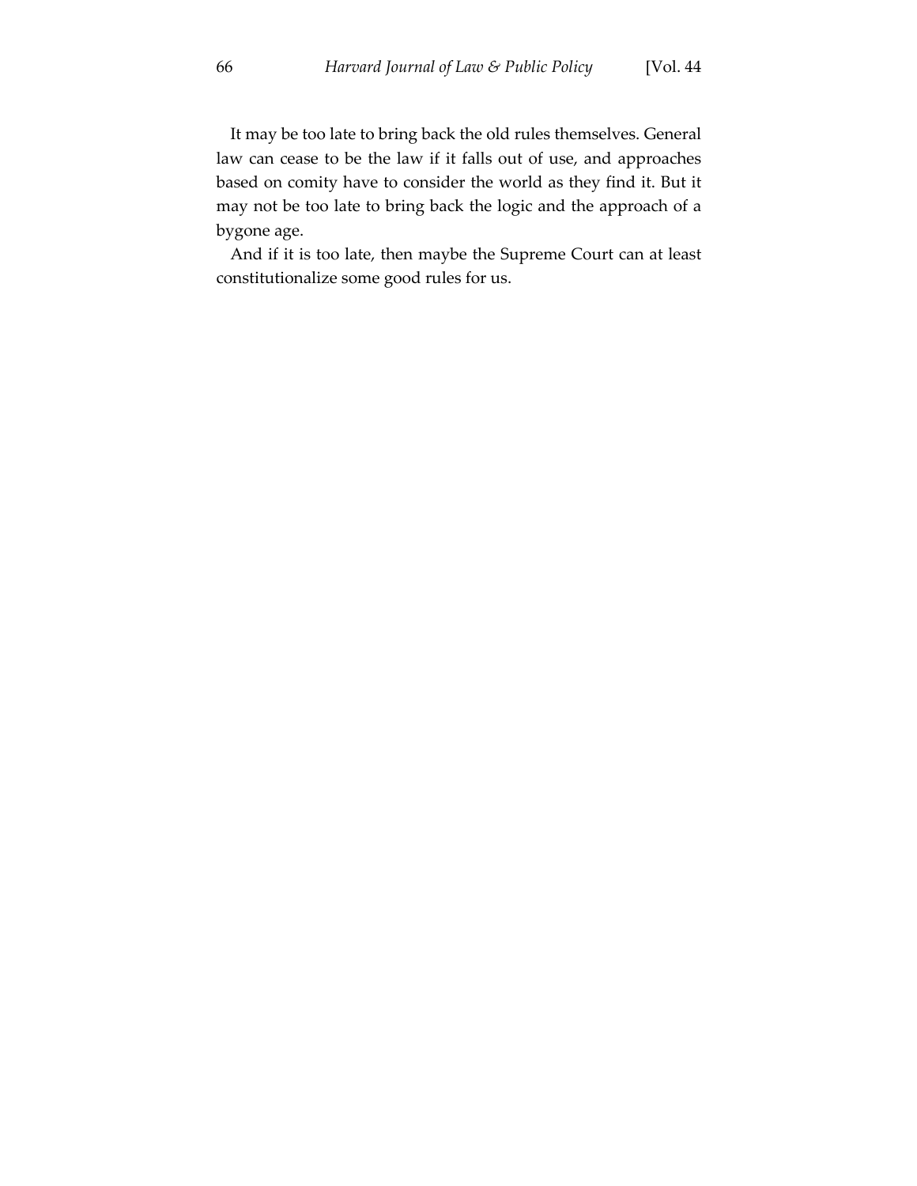It may be too late to bring back the old rules themselves. General law can cease to be the law if it falls out of use, and approaches based on comity have to consider the world as they find it. But it may not be too late to bring back the logic and the approach of a bygone age.

And if it is too late, then maybe the Supreme Court can at least constitutionalize some good rules for us.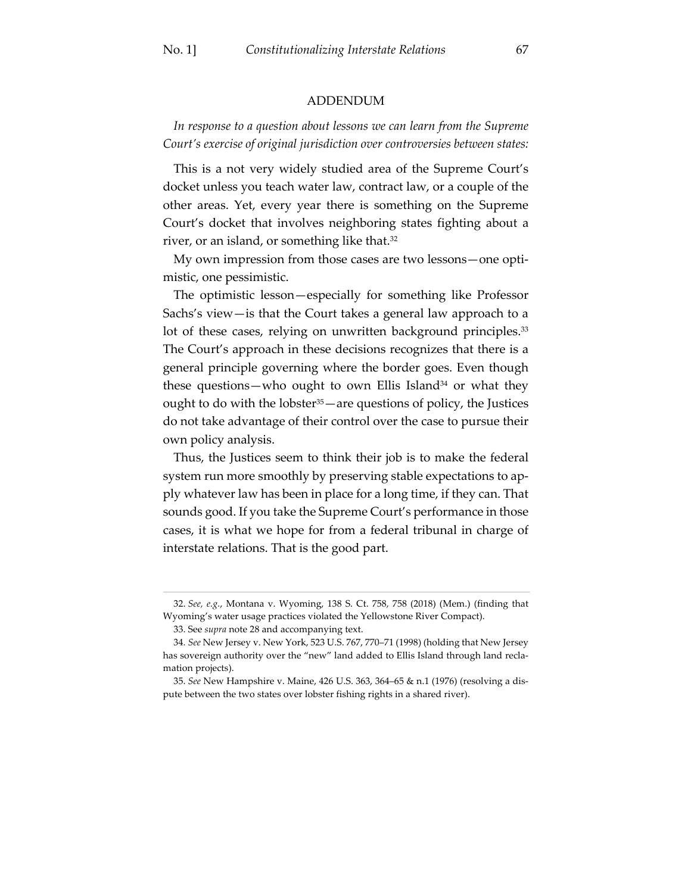## ADDENDUM

*In response to a question about lessons we can learn from the Supreme Court's exercise of original jurisdiction over controversies between states:*

This is a not very widely studied area of the Supreme Court's docket unless you teach water law, contract law, or a couple of the other areas. Yet, every year there is something on the Supreme Court's docket that involves neighboring states fighting about a river, or an island, or something like that.[32]

My own impression from those cases are two lessons—one optimistic, one pessimistic.

The optimistic lesson—especially for something like Professor Sachs's view—is that the Court takes a general law approach to a lot of these cases, relying on unwritten background principles.[33] The Court's approach in these decisions recognizes that there is a general principle governing where the border goes. Even though these questions—who ought to own Ellis Island[34] or what they ought to do with the lobster[35]—are questions of policy, the Justices do not take advantage of their control over the case to pursue their own policy analysis.

Thus, the Justices seem to think their job is to make the federal system run more smoothly by preserving stable expectations to apply whatever law has been in place for a long time, if they can. That sounds good. If you take the Supreme Court's performance in those cases, it is what we hope for from a federal tribunal in charge of interstate relations. That is the good part.

---

32. *See, e.g.*, Montana v. Wyoming, 138 S. Ct. 758, 758 (2018) (Mem.) (finding that Wyoming's water usage practices violated the Yellowstone River Compact).

33. See *supra* note 28 and accompanying text.

34. *See* New Jersey v. New York, 523 U.S. 767, 770–71 (1998) (holding that New Jersey has sovereign authority over the "new" land added to Ellis Island through land reclamation projects).

35. *See* New Hampshire v. Maine, 426 U.S. 363, 364–65 & n.1 (1976) (resolving a dispute between the two states over lobster fishing rights in a shared river).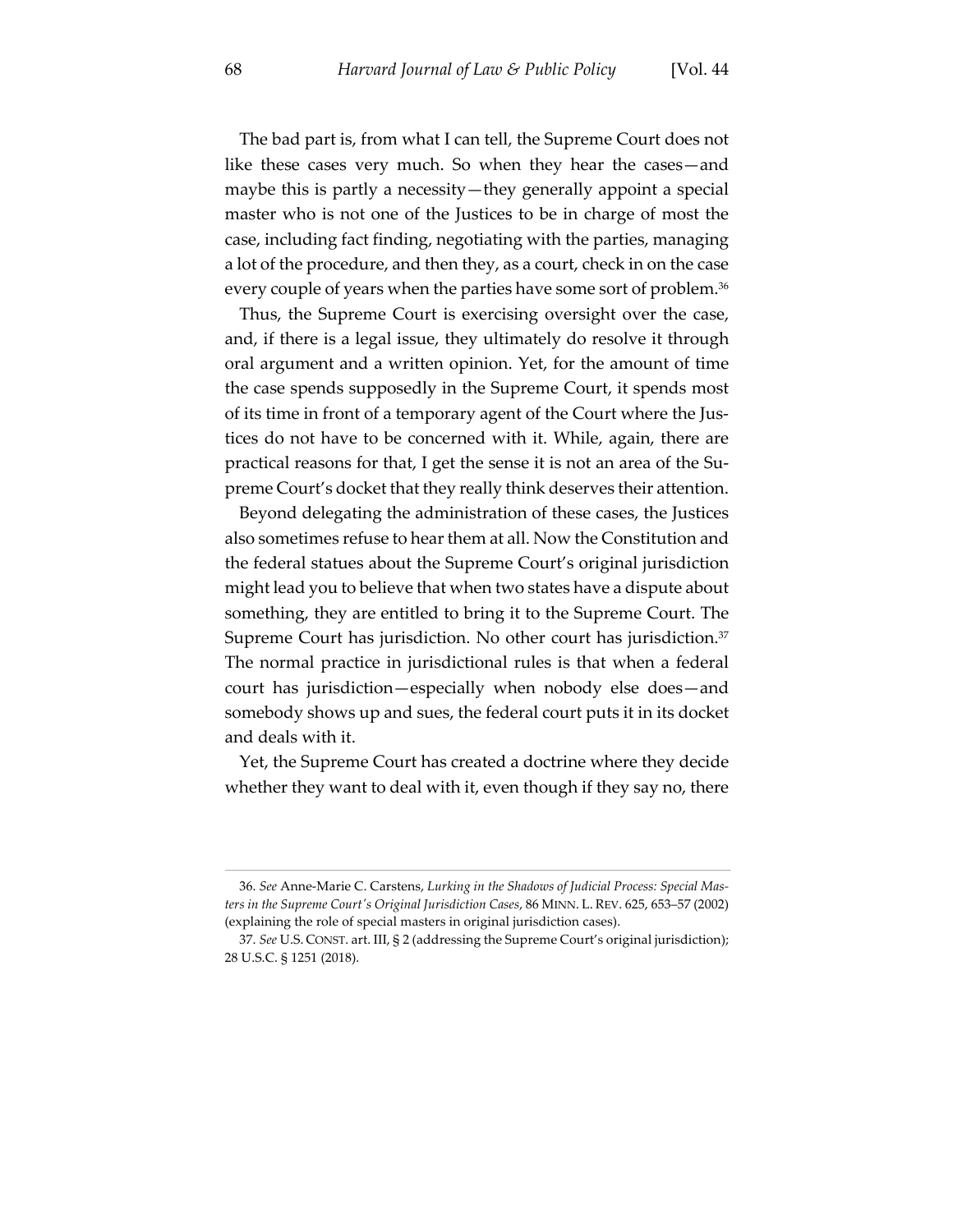The bad part is, from what I can tell, the Supreme Court does not like these cases very much. So when they hear the cases—and maybe this is partly a necessity—they generally appoint a special master who is not one of the Justices to be in charge of most the case, including fact finding, negotiating with the parties, managing a lot of the procedure, and then they, as a court, check in on the case every couple of years when the parties have some sort of problem.[36]

Thus, the Supreme Court is exercising oversight over the case, and, if there is a legal issue, they ultimately do resolve it through oral argument and a written opinion. Yet, for the amount of time the case spends supposedly in the Supreme Court, it spends most of its time in front of a temporary agent of the Court where the Justices do not have to be concerned with it. While, again, there are practical reasons for that, I get the sense it is not an area of the Supreme Court's docket that they really think deserves their attention.

Beyond delegating the administration of these cases, the Justices also sometimes refuse to hear them at all. Now the Constitution and the federal statues about the Supreme Court's original jurisdiction might lead you to believe that when two states have a dispute about something, they are entitled to bring it to the Supreme Court. The Supreme Court has jurisdiction. No other court has jurisdiction.[37] The normal practice in jurisdictional rules is that when a federal court has jurisdiction—especially when nobody else does—and somebody shows up and sues, the federal court puts it in its docket and deals with it.

Yet, the Supreme Court has created a doctrine where they decide whether they want to deal with it, even though if they say no, there

---

36. *See* Anne-Marie C. Carstens, *Lurking in the Shadows of Judicial Process: Special Masters in the Supreme Court's Original Jurisdiction Cases*, 86 MINN. L. REV. 625, 653–57 (2002) (explaining the role of special masters in original jurisdiction cases).

37. *See* U.S. CONST. art. III, § 2 (addressing the Supreme Court's original jurisdiction); 28 U.S.C. § 1251 (2018).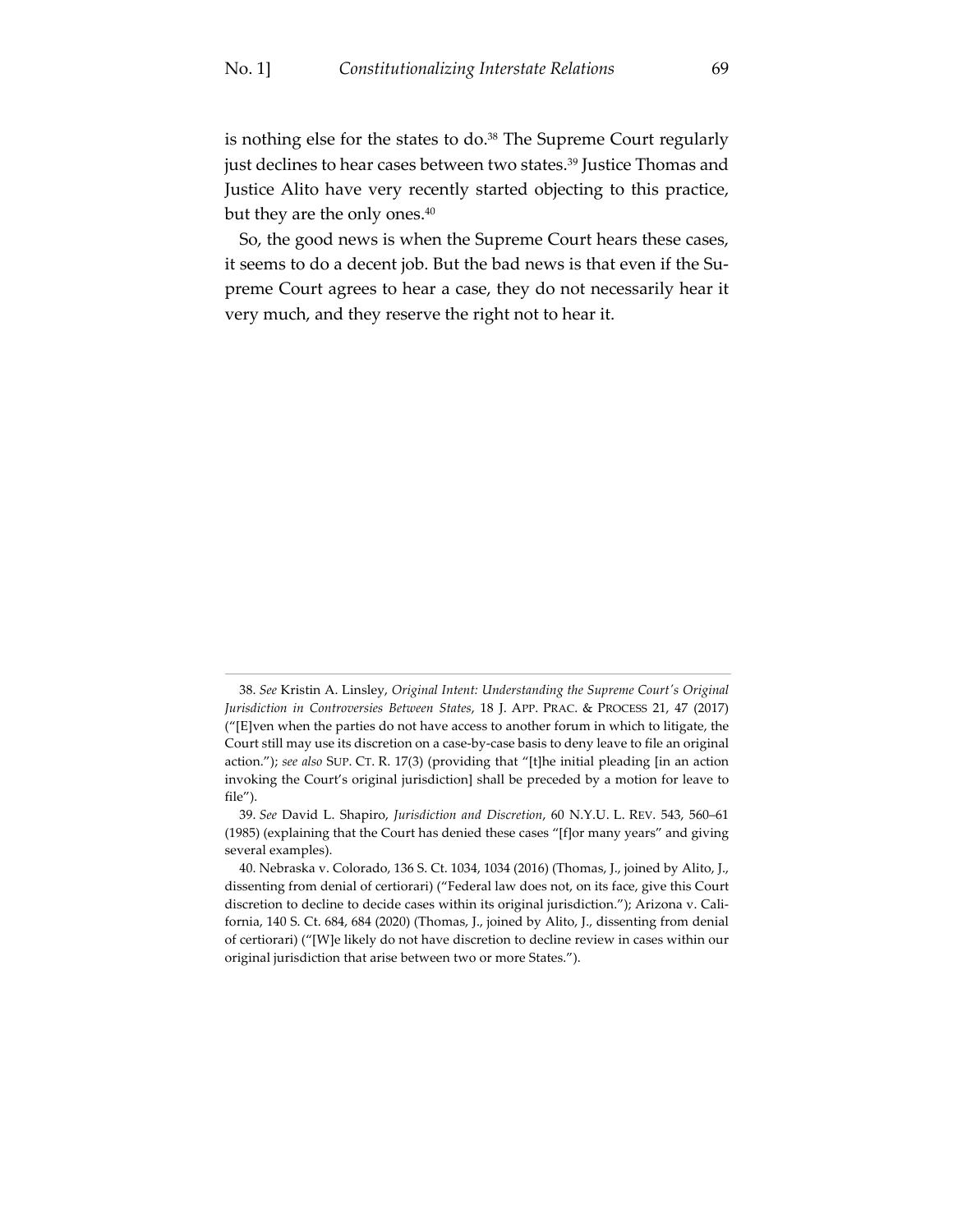is nothing else for the states to do.[38] The Supreme Court regularly just declines to hear cases between two states.[39] Justice Thomas and Justice Alito have very recently started objecting to this practice, but they are the only ones.[40]

So, the good news is when the Supreme Court hears these cases, it seems to do a decent job. But the bad news is that even if the Supreme Court agrees to hear a case, they do not necessarily hear it very much, and they reserve the right not to hear it.

---

38. *See* Kristin A. Linsley, *Original Intent: Understanding the Supreme Court's Original Jurisdiction in Controversies Between States*, 18 J. APP. PRAC. & PROCESS 21, 47 (2017) ("[E]ven when the parties do not have access to another forum in which to litigate, the Court still may use its discretion on a case-by-case basis to deny leave to file an original action."); *see also* SUP. CT. R. 17(3) (providing that "[t]he initial pleading [in an action invoking the Court's original jurisdiction] shall be preceded by a motion for leave to file").

39. *See* David L. Shapiro, *Jurisdiction and Discretion*, 60 N.Y.U. L. REV. 543, 560–61 (1985) (explaining that the Court has denied these cases "[f]or many years" and giving several examples).

40. Nebraska v. Colorado, 136 S. Ct. 1034, 1034 (2016) (Thomas, J., joined by Alito, J., dissenting from denial of certiorari) ("Federal law does not, on its face, give this Court discretion to decline to decide cases within its original jurisdiction."); Arizona v. California, 140 S. Ct. 684, 684 (2020) (Thomas, J., joined by Alito, J., dissenting from denial of certiorari) ("[W]e likely do not have discretion to decline review in cases within our original jurisdiction that arise between two or more States.").